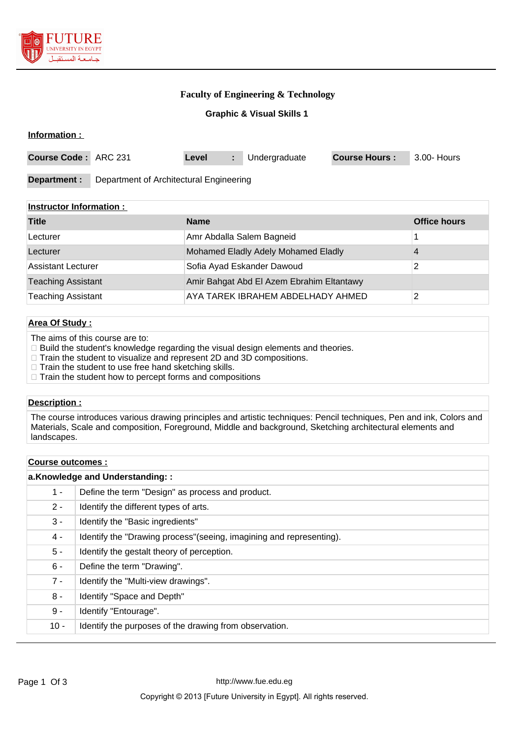# Faculty of Engineering & Technology

## Graphic & Visual Skills 1

**Information :**

| Course Code : | ARC 231 | Level : | Undergraduate | Course Hours : | 3.00- Hours |
|---|---|---|---|---|---|

| Department : | Department of Architectural Engineering |
|---|---|

**Instructor Information :**

| Title | Name | Office hours |
|---|---|---|
| Lecturer | Amr Abdalla Salem Bagneid | 1 |
| Lecturer | Mohamed Eladly Adely Mohamed Eladly | 4 |
| Assistant Lecturer | Sofia Ayad Eskander Dawoud | 2 |
| Teaching Assistant | Amir Bahgat Abd El Azem Ebrahim Eltantawy | |
| Teaching Assistant | AYA TAREK IBRAHEM ABDELHADY AHMED | 2 |

**Area Of Study :**

The aims of this course are to:

- Build the student's knowledge regarding the visual design elements and theories.
- Train the student to visualize and represent 2D and 3D compositions.
- Train the student to use free hand sketching skills.
- Train the student how to percept forms and compositions

**Description :**

The course introduces various drawing principles and artistic techniques: Pencil techniques, Pen and ink, Colors and Materials, Scale and composition, Foreground, Middle and background, Sketching architectural elements and landscapes.

**Course outcomes :**

**a.Knowledge and Understanding: :**

| | |
|---|---|
| 1 - | Define the term "Design" as process and product. |
| 2 - | Identify the different types of arts. |
| 3 - | Identify the "Basic ingredients" |
| 4 - | Identify the "Drawing process"(seeing, imagining and representing). |
| 5 - | Identify the gestalt theory of perception. |
| 6 - | Define the term "Drawing". |
| 7 - | Identify the "Multi-view drawings". |
| 8 - | Identify "Space and Depth" |
| 9 - | Identify "Entourage". |
| 10 - | Identify the purposes of the drawing from observation. |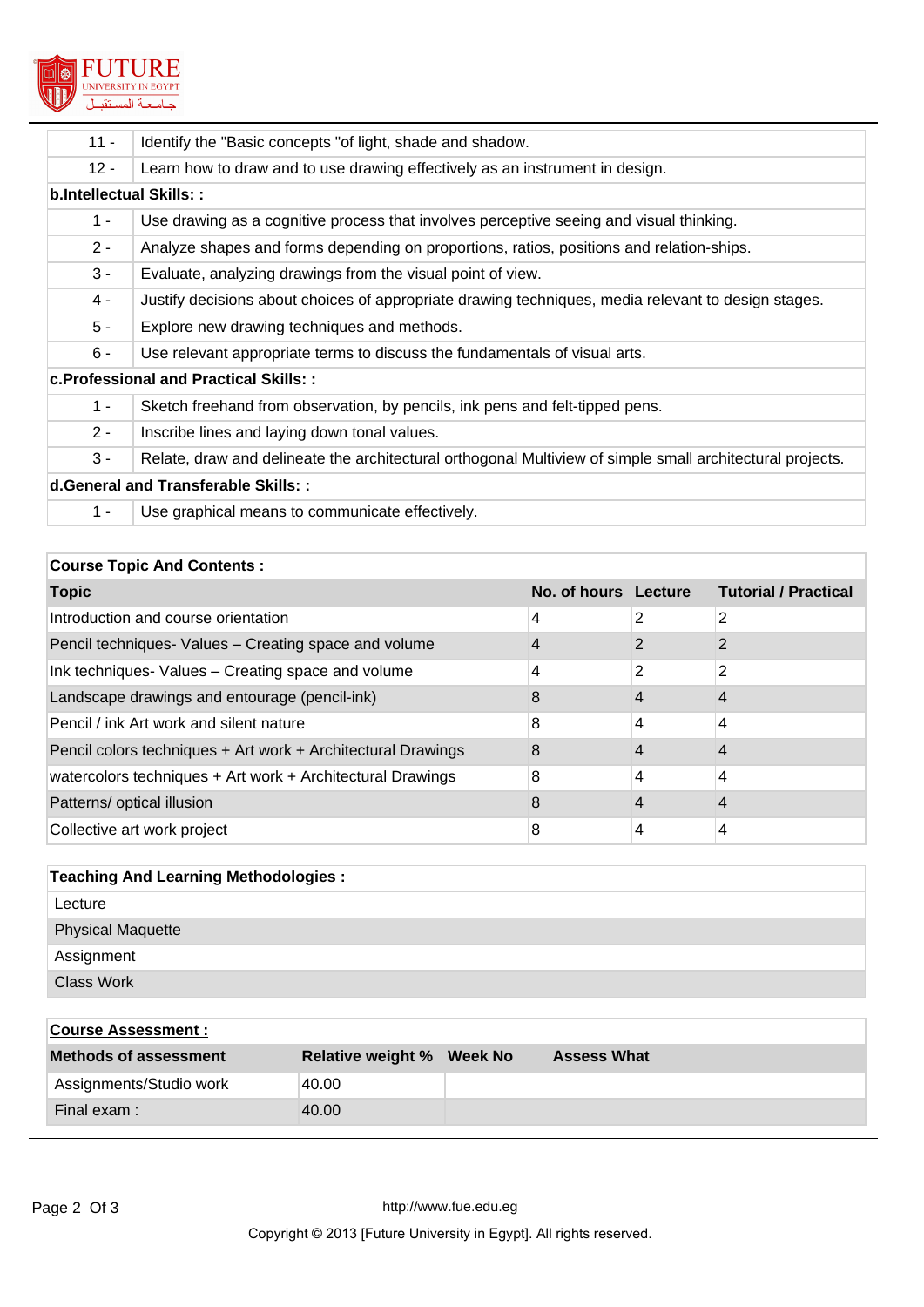| | |
|---|---|
| 11 - | Identify the "Basic concepts "of light, shade and shadow. |
| 12 - | Learn how to draw and to use drawing effectively as an instrument in design. |
| **b.Intellectual Skills: :** | |
| 1 - | Use drawing as a cognitive process that involves perceptive seeing and visual thinking. |
| 2 - | Analyze shapes and forms depending on proportions, ratios, positions and relation-ships. |
| 3 - | Evaluate, analyzing drawings from the visual point of view. |
| 4 - | Justify decisions about choices of appropriate drawing techniques, media relevant to design stages. |
| 5 - | Explore new drawing techniques and methods. |
| 6 - | Use relevant appropriate terms to discuss the fundamentals of visual arts. |
| **c.Professional and Practical Skills: :** | |
| 1 - | Sketch freehand from observation, by pencils, ink pens and felt-tipped pens. |
| 2 - | Inscribe lines and laying down tonal values. |
| 3 - | Relate, draw and delineate the architectural orthogonal Multiview of simple small architectural projects. |
| **d.General and Transferable Skills: :** | |
| 1 - | Use graphical means to communicate effectively. |

**Course Topic And Contents :**

| Topic | No. of hours | Lecture | Tutorial / Practical |
|---|---|---|---|
| Introduction and course orientation | 4 | 2 | 2 |
| Pencil techniques- Values – Creating space and volume | 4 | 2 | 2 |
| Ink techniques- Values – Creating space and volume | 4 | 2 | 2 |
| Landscape drawings and entourage (pencil-ink) | 8 | 4 | 4 |
| Pencil / ink Art work and silent nature | 8 | 4 | 4 |
| Pencil colors techniques + Art work + Architectural Drawings | 8 | 4 | 4 |
| watercolors techniques + Art work + Architectural Drawings | 8 | 4 | 4 |
| Patterns/ optical illusion | 8 | 4 | 4 |
| Collective art work project | 8 | 4 | 4 |

**Teaching And Learning Methodologies :**

- Lecture
- Physical Maquette
- Assignment
- Class Work

**Course Assessment :**

| Methods of assessment | Relative weight % | Week No | Assess What |
|---|---|---|---|
| Assignments/Studio work | 40.00 | | |
| Final exam : | 40.00 | | |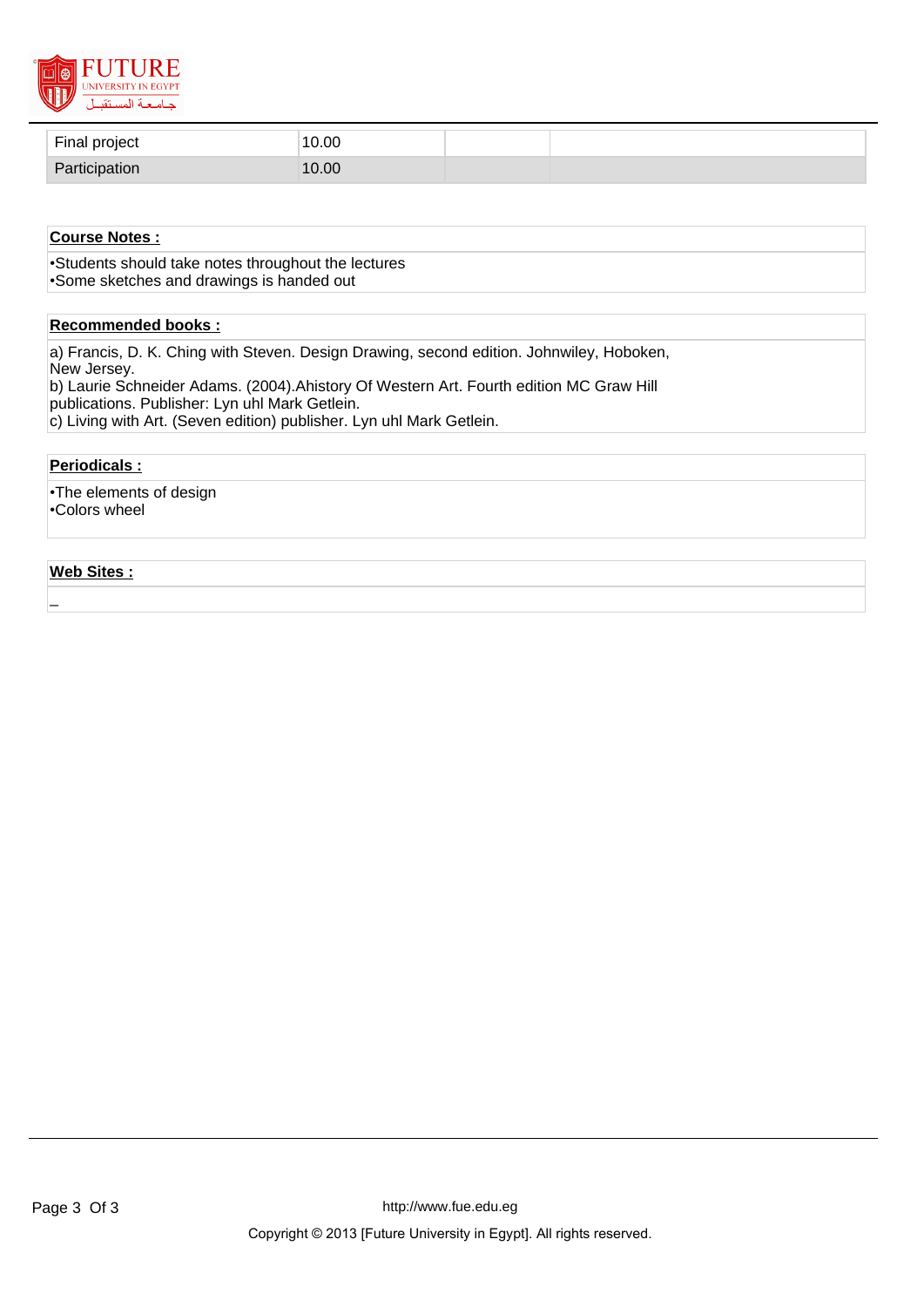| | | | |
|---|---|---|---|
| Final project | 10.00 | | |
| Participation | 10.00 | | |

**Course Notes :**

•Students should take notes throughout the lectures
•Some sketches and drawings is handed out

**Recommended books :**

a) Francis, D. K. Ching with Steven. Design Drawing, second edition. Johnwiley, Hoboken, New Jersey.
b) Laurie Schneider Adams. (2004).Ahistory Of Western Art. Fourth edition MC Graw Hill publications. Publisher: Lyn uhl Mark Getlein.
c) Living with Art. (Seven edition) publisher. Lyn uhl Mark Getlein.

**Periodicals :**

•The elements of design
•Colors wheel

**Web Sites :**

_